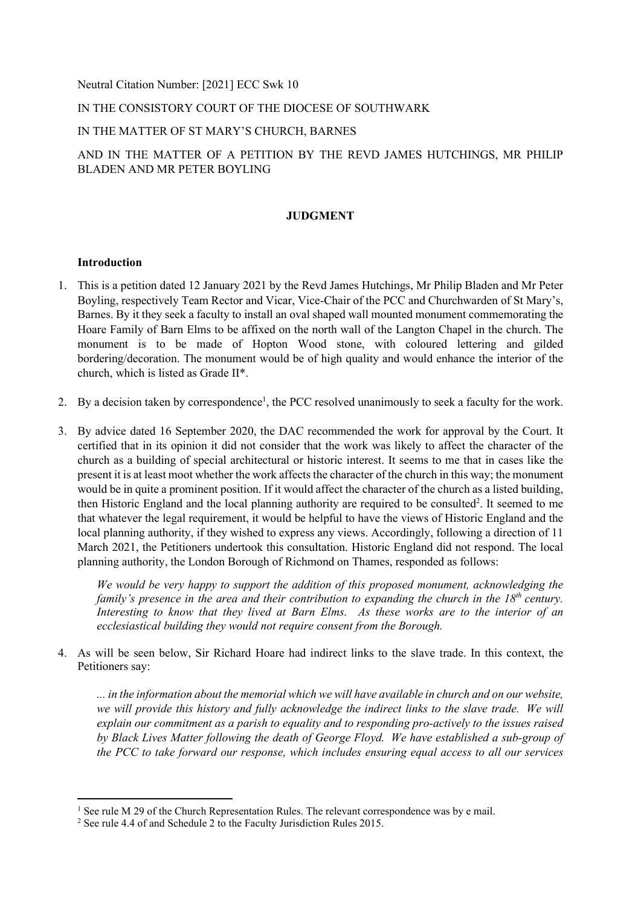Neutral Citation Number: [2021] ECC Swk 10

IN THE CONSISTORY COURT OF THE DIOCESE OF SOUTHWARK

IN THE MATTER OF ST MARY'S CHURCH, BARNES

AND IN THE MATTER OF A PETITION BY THE REVD JAMES HUTCHINGS, MR PHILIP BLADEN AND MR PETER BOYLING

## JUDGMENT

### Introduction

1. This is a petition dated 12 January 2021 by the Revd James Hutchings, Mr Philip Bladen and Mr Peter Boyling, respectively Team Rector and Vicar, Vice-Chair of the PCC and Churchwarden of St Mary's, Barnes. By it they seek a faculty to install an oval shaped wall mounted monument commemorating the Hoare Family of Barn Elms to be affixed on the north wall of the Langton Chapel in the church. The monument is to be made of Hopton Wood stone, with coloured lettering and gilded bordering/decoration. The monument would be of high quality and would enhance the interior of the church, which is listed as Grade II*.

2. By a decision taken by correspondence[1], the PCC resolved unanimously to seek a faculty for the work.

3. By advice dated 16 September 2020, the DAC recommended the work for approval by the Court. It certified that in its opinion it did not consider that the work was likely to affect the character of the church as a building of special architectural or historic interest. It seems to me that in cases like the present it is at least moot whether the work affects the character of the church in this way; the monument would be in quite a prominent position. If it would affect the character of the church as a listed building, then Historic England and the local planning authority are required to be consulted[2]. It seemed to me that whatever the legal requirement, it would be helpful to have the views of Historic England and the local planning authority, if they wished to express any views. Accordingly, following a direction of 11 March 2021, the Petitioners undertook this consultation. Historic England did not respond. The local planning authority, the London Borough of Richmond on Thames, responded as follows:

   *We would be very happy to support the addition of this proposed monument, acknowledging the family's presence in the area and their contribution to expanding the church in the 18th century. Interesting to know that they lived at Barn Elms. As these works are to the interior of an ecclesiastical building they would not require consent from the Borough.*

4. As will be seen below, Sir Richard Hoare had indirect links to the slave trade. In this context, the Petitioners say:

   *... in the information about the memorial which we will have available in church and on our website, we will provide this history and fully acknowledge the indirect links to the slave trade. We will explain our commitment as a parish to equality and to responding pro-actively to the issues raised by Black Lives Matter following the death of George Floyd. We have established a sub-group of the PCC to take forward our response, which includes ensuring equal access to all our services*

---

[1] See rule M 29 of the Church Representation Rules. The relevant correspondence was by e mail.

[2] See rule 4.4 of and Schedule 2 to the Faculty Jurisdiction Rules 2015.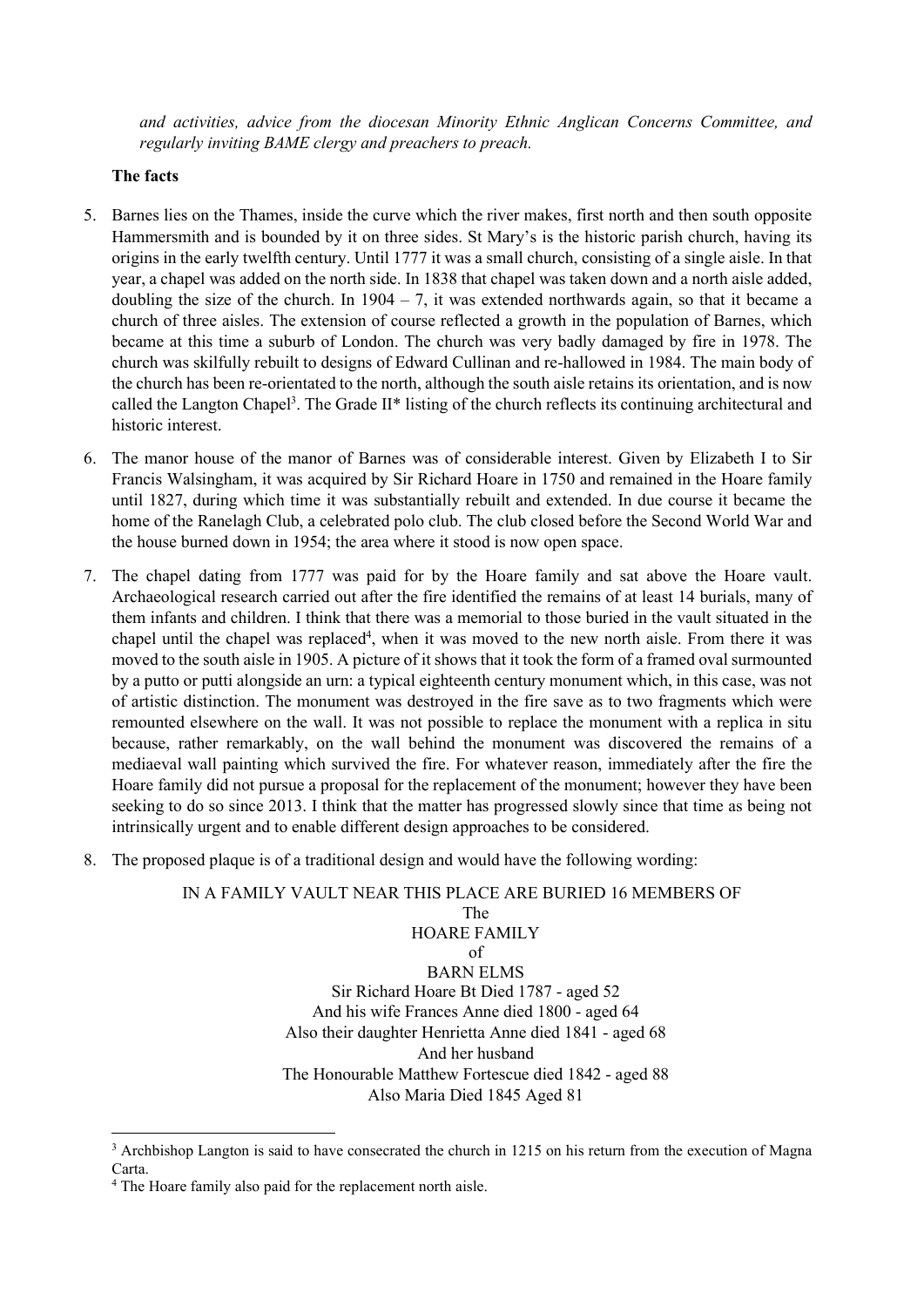*and activities, advice from the diocesan Minority Ethnic Anglican Concerns Committee, and regularly inviting BAME clergy and preachers to preach.*

**The facts**

5. Barnes lies on the Thames, inside the curve which the river makes, first north and then south opposite Hammersmith and is bounded by it on three sides. St Mary's is the historic parish church, having its origins in the early twelfth century. Until 1777 it was a small church, consisting of a single aisle. In that year, a chapel was added on the north side. In 1838 that chapel was taken down and a north aisle added, doubling the size of the church. In 1904 – 7, it was extended northwards again, so that it became a church of three aisles. The extension of course reflected a growth in the population of Barnes, which became at this time a suburb of London. The church was very badly damaged by fire in 1978. The church was skilfully rebuilt to designs of Edward Cullinan and re-hallowed in 1984. The main body of the church has been re-orientated to the north, although the south aisle retains its orientation, and is now called the Langton Chapel[3]. The Grade II* listing of the church reflects its continuing architectural and historic interest.

6. The manor house of the manor of Barnes was of considerable interest. Given by Elizabeth I to Sir Francis Walsingham, it was acquired by Sir Richard Hoare in 1750 and remained in the Hoare family until 1827, during which time it was substantially rebuilt and extended. In due course it became the home of the Ranelagh Club, a celebrated polo club. The club closed before the Second World War and the house burned down in 1954; the area where it stood is now open space.

7. The chapel dating from 1777 was paid for by the Hoare family and sat above the Hoare vault. Archaeological research carried out after the fire identified the remains of at least 14 burials, many of them infants and children. I think that there was a memorial to those buried in the vault situated in the chapel until the chapel was replaced[4], when it was moved to the new north aisle. From there it was moved to the south aisle in 1905. A picture of it shows that it took the form of a framed oval surmounted by a putto or putti alongside an urn: a typical eighteenth century monument which, in this case, was not of artistic distinction. The monument was destroyed in the fire save as to two fragments which were remounted elsewhere on the wall. It was not possible to replace the monument with a replica in situ because, rather remarkably, on the wall behind the monument was discovered the remains of a mediaeval wall painting which survived the fire. For whatever reason, immediately after the fire the Hoare family did not pursue a proposal for the replacement of the monument; however they have been seeking to do so since 2013. I think that the matter has progressed slowly since that time as being not intrinsically urgent and to enable different design approaches to be considered.

8. The proposed plaque is of a traditional design and would have the following wording:

IN A FAMILY VAULT NEAR THIS PLACE ARE BURIED 16 MEMBERS OF
The
HOARE FAMILY
of
BARN ELMS
Sir Richard Hoare Bt Died 1787 - aged 52
And his wife Frances Anne died 1800 - aged 64
Also their daughter Henrietta Anne died 1841 - aged 68
And her husband
The Honourable Matthew Fortescue died 1842 - aged 88
Also Maria Died 1845 Aged 81

[3] Archbishop Langton is said to have consecrated the church in 1215 on his return from the execution of Magna Carta.

[4] The Hoare family also paid for the replacement north aisle.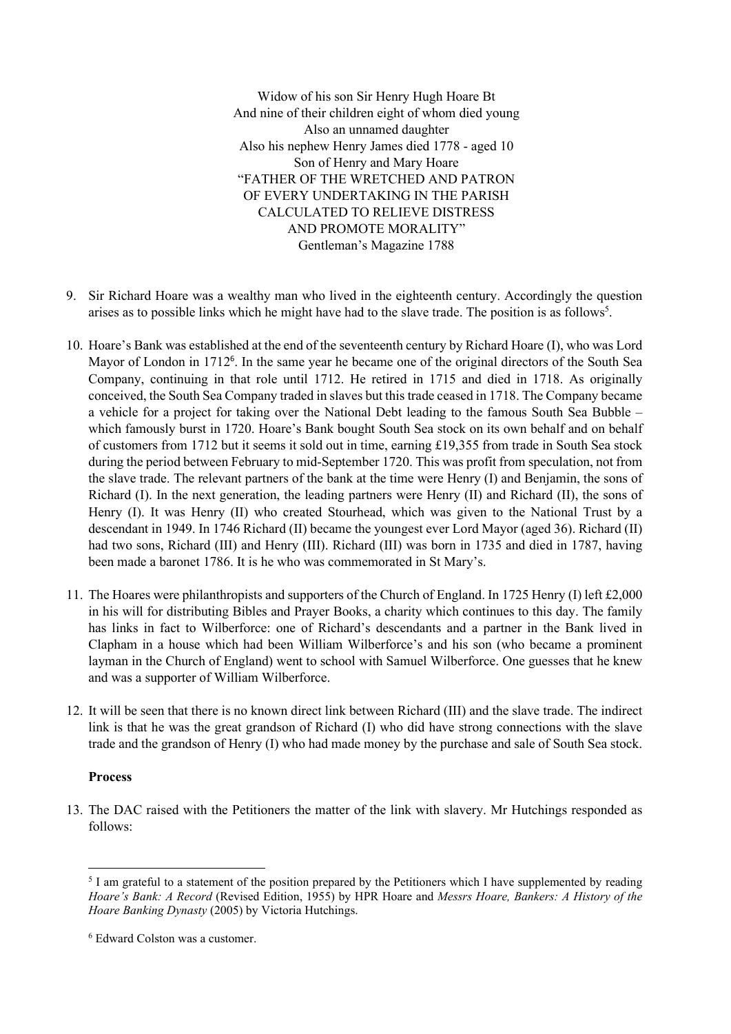Widow of his son Sir Henry Hugh Hoare Bt
And nine of their children eight of whom died young
Also an unnamed daughter
Also his nephew Henry James died 1778 - aged 10
Son of Henry and Mary Hoare
"FATHER OF THE WRETCHED AND PATRON
OF EVERY UNDERTAKING IN THE PARISH
CALCULATED TO RELIEVE DISTRESS
AND PROMOTE MORALITY"
Gentleman's Magazine 1788

9. Sir Richard Hoare was a wealthy man who lived in the eighteenth century. Accordingly the question arises as to possible links which he might have had to the slave trade. The position is as follows[5].

10. Hoare's Bank was established at the end of the seventeenth century by Richard Hoare (I), who was Lord Mayor of London in 1712[6]. In the same year he became one of the original directors of the South Sea Company, continuing in that role until 1712. He retired in 1715 and died in 1718. As originally conceived, the South Sea Company traded in slaves but this trade ceased in 1718. The Company became a vehicle for a project for taking over the National Debt leading to the famous South Sea Bubble – which famously burst in 1720. Hoare's Bank bought South Sea stock on its own behalf and on behalf of customers from 1712 but it seems it sold out in time, earning £19,355 from trade in South Sea stock during the period between February to mid-September 1720. This was profit from speculation, not from the slave trade. The relevant partners of the bank at the time were Henry (I) and Benjamin, the sons of Richard (I). In the next generation, the leading partners were Henry (II) and Richard (II), the sons of Henry (I). It was Henry (II) who created Stourhead, which was given to the National Trust by a descendant in 1949. In 1746 Richard (II) became the youngest ever Lord Mayor (aged 36). Richard (II) had two sons, Richard (III) and Henry (III). Richard (III) was born in 1735 and died in 1787, having been made a baronet 1786. It is he who was commemorated in St Mary's.

11. The Hoares were philanthropists and supporters of the Church of England. In 1725 Henry (I) left £2,000 in his will for distributing Bibles and Prayer Books, a charity which continues to this day. The family has links in fact to Wilberforce: one of Richard's descendants and a partner in the Bank lived in Clapham in a house which had been William Wilberforce's and his son (who became a prominent layman in the Church of England) went to school with Samuel Wilberforce. One guesses that he knew and was a supporter of William Wilberforce.

12. It will be seen that there is no known direct link between Richard (III) and the slave trade. The indirect link is that he was the great grandson of Richard (I) who did have strong connections with the slave trade and the grandson of Henry (I) who had made money by the purchase and sale of South Sea stock.

**Process**

13. The DAC raised with the Petitioners the matter of the link with slavery. Mr Hutchings responded as follows:

---

[5] I am grateful to a statement of the position prepared by the Petitioners which I have supplemented by reading *Hoare's Bank: A Record* (Revised Edition, 1955) by HPR Hoare and *Messrs Hoare, Bankers: A History of the Hoare Banking Dynasty* (2005) by Victoria Hutchings.

[6] Edward Colston was a customer.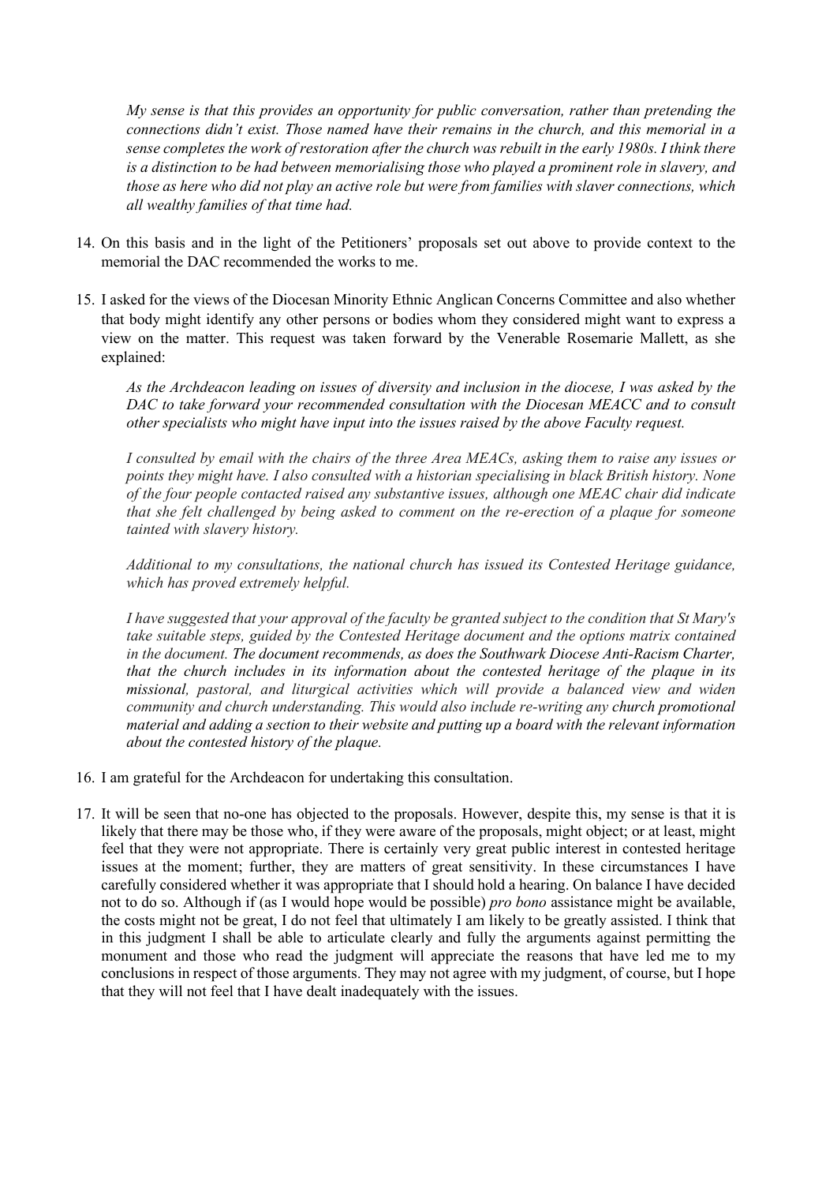*My sense is that this provides an opportunity for public conversation, rather than pretending the connections didn't exist. Those named have their remains in the church, and this memorial in a sense completes the work of restoration after the church was rebuilt in the early 1980s. I think there is a distinction to be had between memorialising those who played a prominent role in slavery, and those as here who did not play an active role but were from families with slaver connections, which all wealthy families of that time had.*

14. On this basis and in the light of the Petitioners' proposals set out above to provide context to the memorial the DAC recommended the works to me.

15. I asked for the views of the Diocesan Minority Ethnic Anglican Concerns Committee and also whether that body might identify any other persons or bodies whom they considered might want to express a view on the matter. This request was taken forward by the Venerable Rosemarie Mallett, as she explained:

    *As the Archdeacon leading on issues of diversity and inclusion in the diocese, I was asked by the DAC to take forward your recommended consultation with the Diocesan MEACC and to consult other specialists who might have input into the issues raised by the above Faculty request.*

    *I consulted by email with the chairs of the three Area MEACs, asking them to raise any issues or points they might have. I also consulted with a historian specialising in black British history. None of the four people contacted raised any substantive issues, although one MEAC chair did indicate that she felt challenged by being asked to comment on the re-erection of a plaque for someone tainted with slavery history.*

    *Additional to my consultations, the national church has issued its Contested Heritage guidance, which has proved extremely helpful.*

    *I have suggested that your approval of the faculty be granted subject to the condition that St Mary's take suitable steps, guided by the Contested Heritage document and the options matrix contained in the document. The document recommends, as does the Southwark Diocese Anti-Racism Charter, that the church includes in its information about the contested heritage of the plaque in its missional, pastoral, and liturgical activities which will provide a balanced view and widen community and church understanding. This would also include re-writing any church promotional material and adding a section to their website and putting up a board with the relevant information about the contested history of the plaque.*

16. I am grateful for the Archdeacon for undertaking this consultation.

17. It will be seen that no-one has objected to the proposals. However, despite this, my sense is that it is likely that there may be those who, if they were aware of the proposals, might object; or at least, might feel that they were not appropriate. There is certainly very great public interest in contested heritage issues at the moment; further, they are matters of great sensitivity. In these circumstances I have carefully considered whether it was appropriate that I should hold a hearing. On balance I have decided not to do so. Although if (as I would hope would be possible) *pro bono* assistance might be available, the costs might not be great, I do not feel that ultimately I am likely to be greatly assisted. I think that in this judgment I shall be able to articulate clearly and fully the arguments against permitting the monument and those who read the judgment will appreciate the reasons that have led me to my conclusions in respect of those arguments. They may not agree with my judgment, of course, but I hope that they will not feel that I have dealt inadequately with the issues.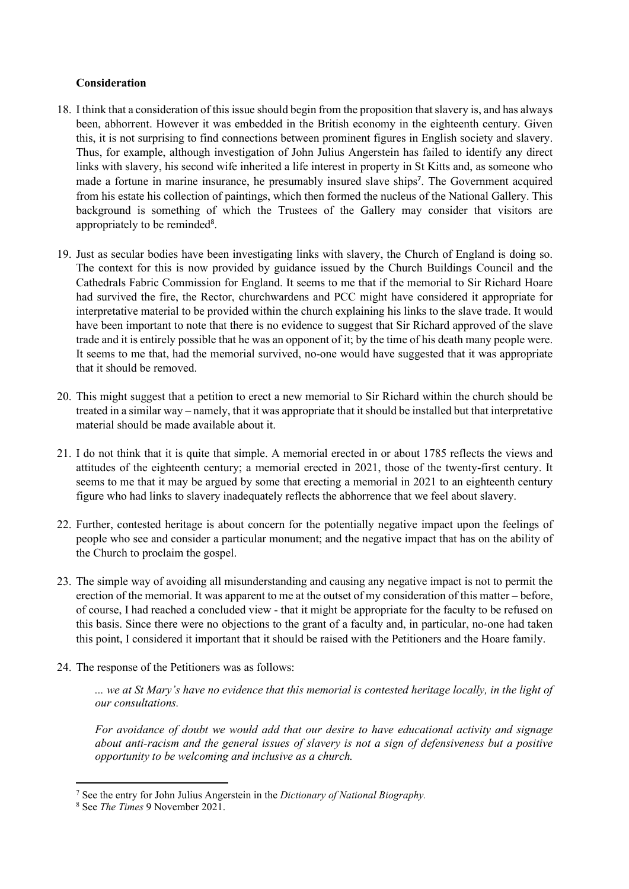**Consideration**

18. I think that a consideration of this issue should begin from the proposition that slavery is, and has always been, abhorrent. However it was embedded in the British economy in the eighteenth century. Given this, it is not surprising to find connections between prominent figures in English society and slavery. Thus, for example, although investigation of John Julius Angerstein has failed to identify any direct links with slavery, his second wife inherited a life interest in property in St Kitts and, as someone who made a fortune in marine insurance, he presumably insured slave ships[7]. The Government acquired from his estate his collection of paintings, which then formed the nucleus of the National Gallery. This background is something of which the Trustees of the Gallery may consider that visitors are appropriately to be reminded[8].

19. Just as secular bodies have been investigating links with slavery, the Church of England is doing so. The context for this is now provided by guidance issued by the Church Buildings Council and the Cathedrals Fabric Commission for England. It seems to me that if the memorial to Sir Richard Hoare had survived the fire, the Rector, churchwardens and PCC might have considered it appropriate for interpretative material to be provided within the church explaining his links to the slave trade. It would have been important to note that there is no evidence to suggest that Sir Richard approved of the slave trade and it is entirely possible that he was an opponent of it; by the time of his death many people were. It seems to me that, had the memorial survived, no-one would have suggested that it was appropriate that it should be removed.

20. This might suggest that a petition to erect a new memorial to Sir Richard within the church should be treated in a similar way – namely, that it was appropriate that it should be installed but that interpretative material should be made available about it.

21. I do not think that it is quite that simple. A memorial erected in or about 1785 reflects the views and attitudes of the eighteenth century; a memorial erected in 2021, those of the twenty-first century. It seems to me that it may be argued by some that erecting a memorial in 2021 to an eighteenth century figure who had links to slavery inadequately reflects the abhorrence that we feel about slavery.

22. Further, contested heritage is about concern for the potentially negative impact upon the feelings of people who see and consider a particular monument; and the negative impact that has on the ability of the Church to proclaim the gospel.

23. The simple way of avoiding all misunderstanding and causing any negative impact is not to permit the erection of the memorial. It was apparent to me at the outset of my consideration of this matter – before, of course, I had reached a concluded view - that it might be appropriate for the faculty to be refused on this basis. Since there were no objections to the grant of a faculty and, in particular, no-one had taken this point, I considered it important that it should be raised with the Petitioners and the Hoare family.

24. The response of the Petitioners was as follows:

    *... we at St Mary's have no evidence that this memorial is contested heritage locally, in the light of our consultations.*

    *For avoidance of doubt we would add that our desire to have educational activity and signage about anti-racism and the general issues of slavery is not a sign of defensiveness but a positive opportunity to be welcoming and inclusive as a church.*

---

[7] See the entry for John Julius Angerstein in the *Dictionary of National Biography.*

[8] See *The Times* 9 November 2021.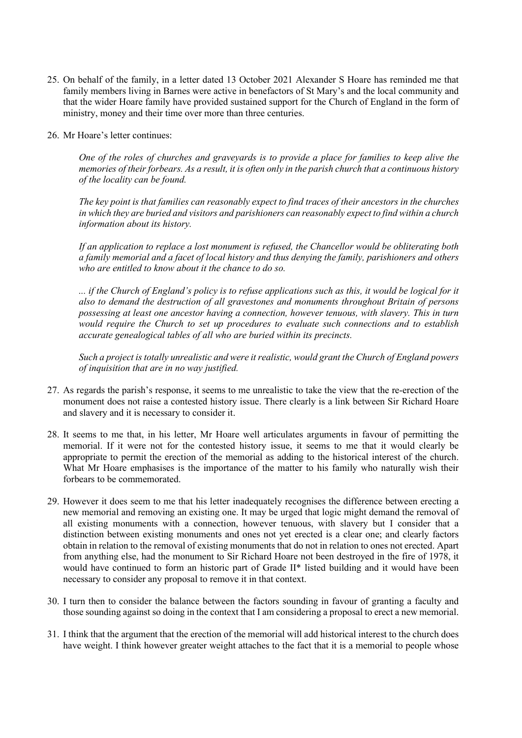25. On behalf of the family, in a letter dated 13 October 2021 Alexander S Hoare has reminded me that family members living in Barnes were active in benefactors of St Mary's and the local community and that the wider Hoare family have provided sustained support for the Church of England in the form of ministry, money and their time over more than three centuries.

26. Mr Hoare's letter continues:

    *One of the roles of churches and graveyards is to provide a place for families to keep alive the memories of their forbears. As a result, it is often only in the parish church that a continuous history of the locality can be found.*

    *The key point is that families can reasonably expect to find traces of their ancestors in the churches in which they are buried and visitors and parishioners can reasonably expect to find within a church information about its history.*

    *If an application to replace a lost monument is refused, the Chancellor would be obliterating both a family memorial and a facet of local history and thus denying the family, parishioners and others who are entitled to know about it the chance to do so.*

    *... if the Church of England's policy is to refuse applications such as this, it would be logical for it also to demand the destruction of all gravestones and monuments throughout Britain of persons possessing at least one ancestor having a connection, however tenuous, with slavery. This in turn would require the Church to set up procedures to evaluate such connections and to establish accurate genealogical tables of all who are buried within its precincts.*

    *Such a project is totally unrealistic and were it realistic, would grant the Church of England powers of inquisition that are in no way justified.*

27. As regards the parish's response, it seems to me unrealistic to take the view that the re-erection of the monument does not raise a contested history issue. There clearly is a link between Sir Richard Hoare and slavery and it is necessary to consider it.

28. It seems to me that, in his letter, Mr Hoare well articulates arguments in favour of permitting the memorial. If it were not for the contested history issue, it seems to me that it would clearly be appropriate to permit the erection of the memorial as adding to the historical interest of the church. What Mr Hoare emphasises is the importance of the matter to his family who naturally wish their forbears to be commemorated.

29. However it does seem to me that his letter inadequately recognises the difference between erecting a new memorial and removing an existing one. It may be urged that logic might demand the removal of all existing monuments with a connection, however tenuous, with slavery but I consider that a distinction between existing monuments and ones not yet erected is a clear one; and clearly factors obtain in relation to the removal of existing monuments that do not in relation to ones not erected. Apart from anything else, had the monument to Sir Richard Hoare not been destroyed in the fire of 1978, it would have continued to form an historic part of Grade II* listed building and it would have been necessary to consider any proposal to remove it in that context.

30. I turn then to consider the balance between the factors sounding in favour of granting a faculty and those sounding against so doing in the context that I am considering a proposal to erect a new memorial.

31. I think that the argument that the erection of the memorial will add historical interest to the church does have weight. I think however greater weight attaches to the fact that it is a memorial to people whose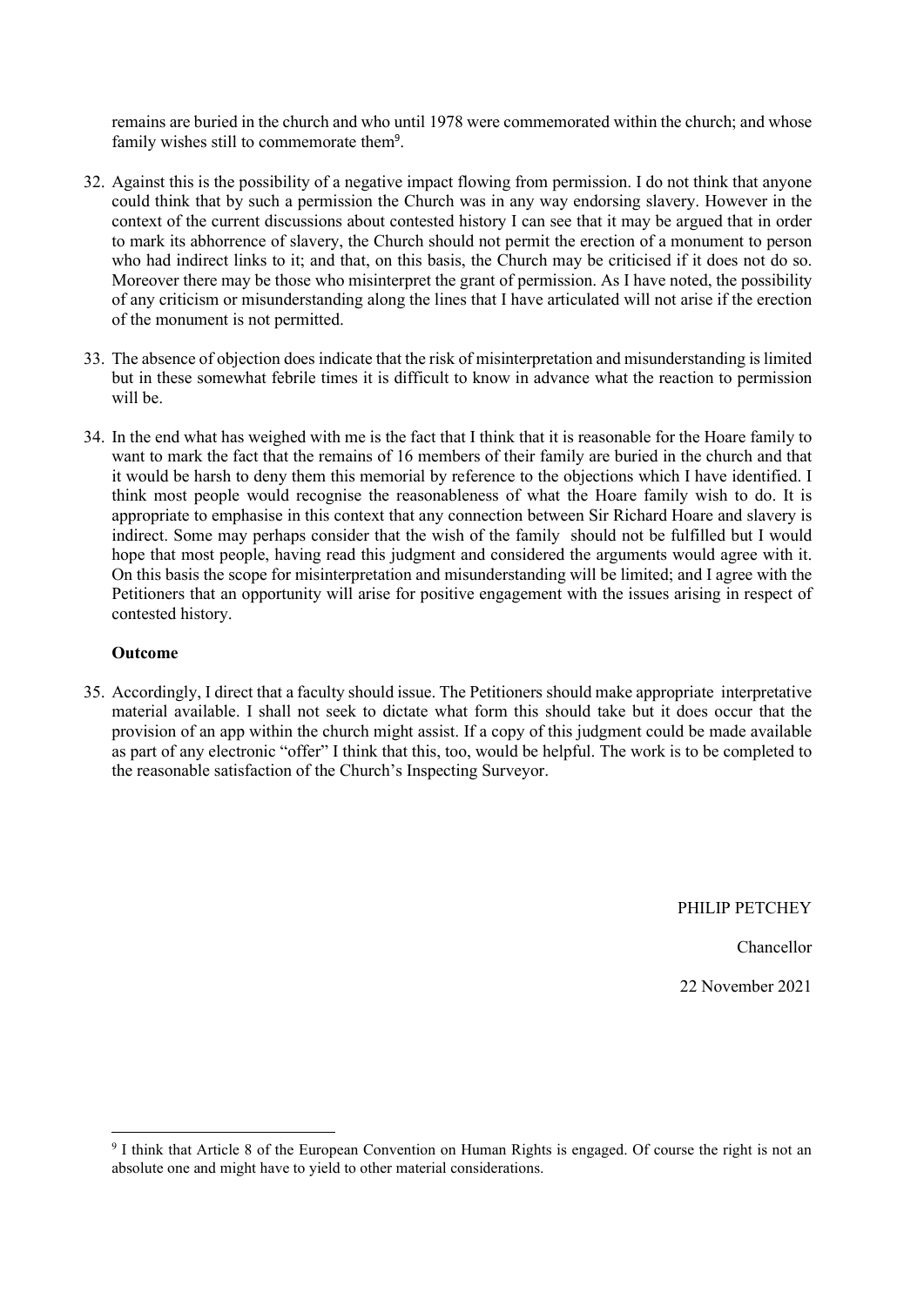remains are buried in the church and who until 1978 were commemorated within the church; and whose family wishes still to commemorate them[9].

32. Against this is the possibility of a negative impact flowing from permission. I do not think that anyone could think that by such a permission the Church was in any way endorsing slavery. However in the context of the current discussions about contested history I can see that it may be argued that in order to mark its abhorrence of slavery, the Church should not permit the erection of a monument to person who had indirect links to it; and that, on this basis, the Church may be criticised if it does not do so. Moreover there may be those who misinterpret the grant of permission. As I have noted, the possibility of any criticism or misunderstanding along the lines that I have articulated will not arise if the erection of the monument is not permitted.

33. The absence of objection does indicate that the risk of misinterpretation and misunderstanding is limited but in these somewhat febrile times it is difficult to know in advance what the reaction to permission will be.

34. In the end what has weighed with me is the fact that I think that it is reasonable for the Hoare family to want to mark the fact that the remains of 16 members of their family are buried in the church and that it would be harsh to deny them this memorial by reference to the objections which I have identified. I think most people would recognise the reasonableness of what the Hoare family wish to do. It is appropriate to emphasise in this context that any connection between Sir Richard Hoare and slavery is indirect. Some may perhaps consider that the wish of the family should not be fulfilled but I would hope that most people, having read this judgment and considered the arguments would agree with it. On this basis the scope for misinterpretation and misunderstanding will be limited; and I agree with the Petitioners that an opportunity will arise for positive engagement with the issues arising in respect of contested history.

**Outcome**

35. Accordingly, I direct that a faculty should issue. The Petitioners should make appropriate interpretative material available. I shall not seek to dictate what form this should take but it does occur that the provision of an app within the church might assist. If a copy of this judgment could be made available as part of any electronic "offer" I think that this, too, would be helpful. The work is to be completed to the reasonable satisfaction of the Church's Inspecting Surveyor.

PHILIP PETCHEY

Chancellor

22 November 2021

---

[9] I think that Article 8 of the European Convention on Human Rights is engaged. Of course the right is not an absolute one and might have to yield to other material considerations.